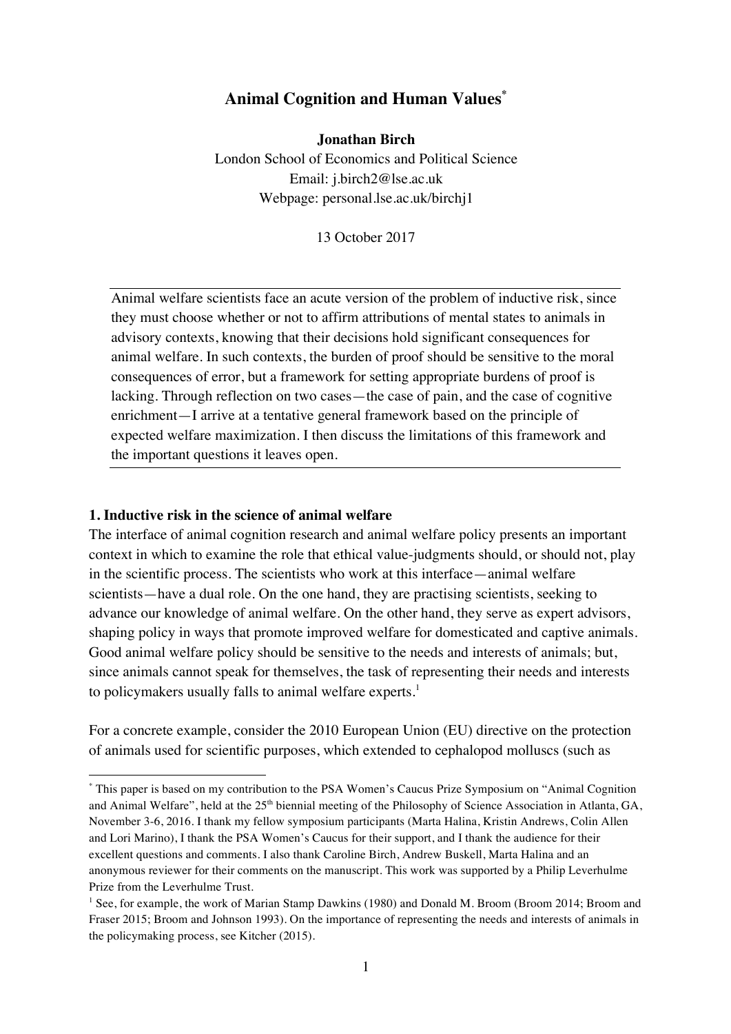# Animal Cognition and Human Values*

**Jonathan Birch**

London School of Economics and Political Science
Email: j.birch2@lse.ac.uk
Webpage: personal.lse.ac.uk/birchj1

13 October 2017

Animal welfare scientists face an acute version of the problem of inductive risk, since they must choose whether or not to affirm attributions of mental states to animals in advisory contexts, knowing that their decisions hold significant consequences for animal welfare. In such contexts, the burden of proof should be sensitive to the moral consequences of error, but a framework for setting appropriate burdens of proof is lacking. Through reflection on two cases—the case of pain, and the case of cognitive enrichment—I arrive at a tentative general framework based on the principle of expected welfare maximization. I then discuss the limitations of this framework and the important questions it leaves open.

## 1. Inductive risk in the science of animal welfare

The interface of animal cognition research and animal welfare policy presents an important context in which to examine the role that ethical value-judgments should, or should not, play in the scientific process. The scientists who work at this interface—animal welfare scientists—have a dual role. On the one hand, they are practising scientists, seeking to advance our knowledge of animal welfare. On the other hand, they serve as expert advisors, shaping policy in ways that promote improved welfare for domesticated and captive animals. Good animal welfare policy should be sensitive to the needs and interests of animals; but, since animals cannot speak for themselves, the task of representing their needs and interests to policymakers usually falls to animal welfare experts.[1]

For a concrete example, consider the 2010 European Union (EU) directive on the protection of animals used for scientific purposes, which extended to cephalopod molluscs (such as

---

* This paper is based on my contribution to the PSA Women's Caucus Prize Symposium on "Animal Cognition and Animal Welfare", held at the 25th biennial meeting of the Philosophy of Science Association in Atlanta, GA, November 3-6, 2016. I thank my fellow symposium participants (Marta Halina, Kristin Andrews, Colin Allen and Lori Marino), I thank the PSA Women's Caucus for their support, and I thank the audience for their excellent questions and comments. I also thank Caroline Birch, Andrew Buskell, Marta Halina and an anonymous reviewer for their comments on the manuscript. This work was supported by a Philip Leverhulme Prize from the Leverhulme Trust.

[1] See, for example, the work of Marian Stamp Dawkins (1980) and Donald M. Broom (Broom 2014; Broom and Fraser 2015; Broom and Johnson 1993). On the importance of representing the needs and interests of animals in the policymaking process, see Kitcher (2015).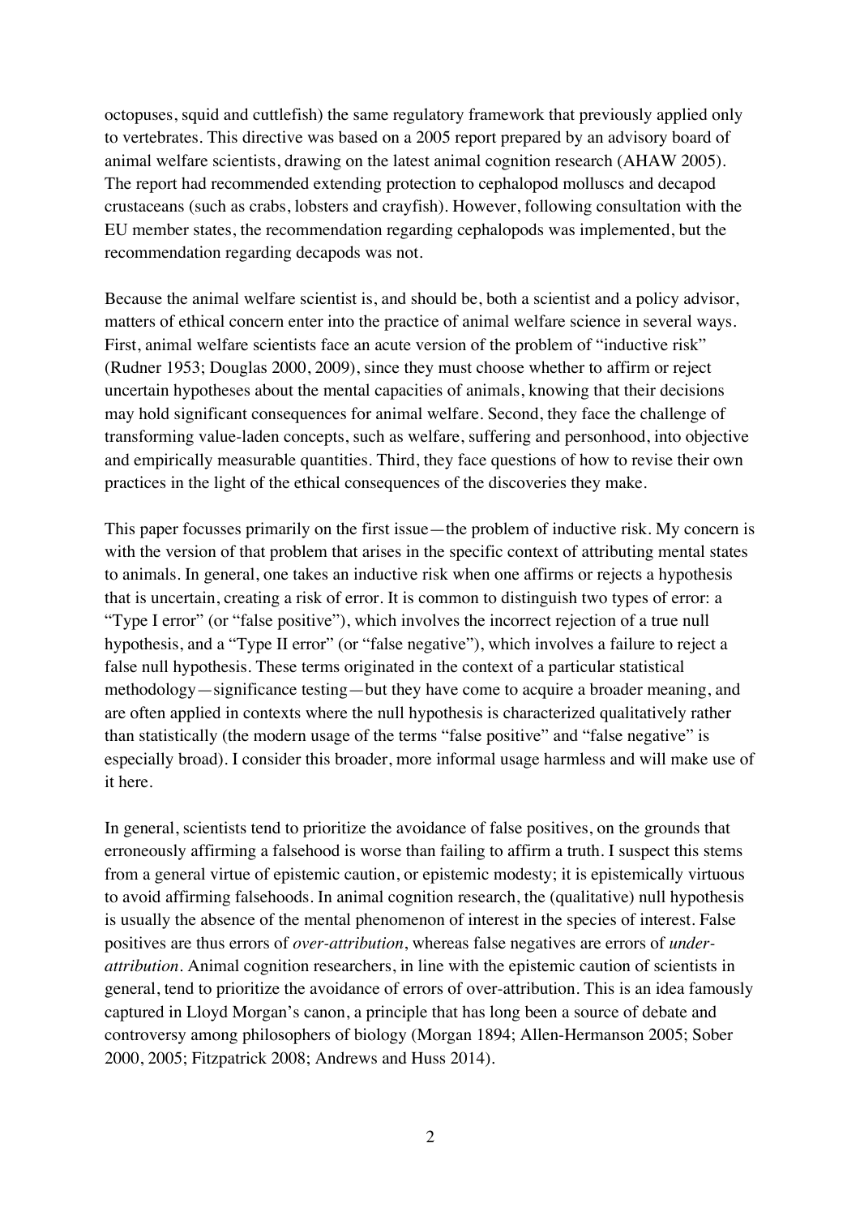octopuses, squid and cuttlefish) the same regulatory framework that previously applied only to vertebrates. This directive was based on a 2005 report prepared by an advisory board of animal welfare scientists, drawing on the latest animal cognition research (AHAW 2005). The report had recommended extending protection to cephalopod molluscs and decapod crustaceans (such as crabs, lobsters and crayfish). However, following consultation with the EU member states, the recommendation regarding cephalopods was implemented, but the recommendation regarding decapods was not.

Because the animal welfare scientist is, and should be, both a scientist and a policy advisor, matters of ethical concern enter into the practice of animal welfare science in several ways. First, animal welfare scientists face an acute version of the problem of "inductive risk" (Rudner 1953; Douglas 2000, 2009), since they must choose whether to affirm or reject uncertain hypotheses about the mental capacities of animals, knowing that their decisions may hold significant consequences for animal welfare. Second, they face the challenge of transforming value-laden concepts, such as welfare, suffering and personhood, into objective and empirically measurable quantities. Third, they face questions of how to revise their own practices in the light of the ethical consequences of the discoveries they make.

This paper focusses primarily on the first issue—the problem of inductive risk. My concern is with the version of that problem that arises in the specific context of attributing mental states to animals. In general, one takes an inductive risk when one affirms or rejects a hypothesis that is uncertain, creating a risk of error. It is common to distinguish two types of error: a "Type I error" (or "false positive"), which involves the incorrect rejection of a true null hypothesis, and a "Type II error" (or "false negative"), which involves a failure to reject a false null hypothesis. These terms originated in the context of a particular statistical methodology—significance testing—but they have come to acquire a broader meaning, and are often applied in contexts where the null hypothesis is characterized qualitatively rather than statistically (the modern usage of the terms "false positive" and "false negative" is especially broad). I consider this broader, more informal usage harmless and will make use of it here.

In general, scientists tend to prioritize the avoidance of false positives, on the grounds that erroneously affirming a falsehood is worse than failing to affirm a truth. I suspect this stems from a general virtue of epistemic caution, or epistemic modesty; it is epistemically virtuous to avoid affirming falsehoods. In animal cognition research, the (qualitative) null hypothesis is usually the absence of the mental phenomenon of interest in the species of interest. False positives are thus errors of *over-attribution*, whereas false negatives are errors of *under-attribution*. Animal cognition researchers, in line with the epistemic caution of scientists in general, tend to prioritize the avoidance of errors of over-attribution. This is an idea famously captured in Lloyd Morgan's canon, a principle that has long been a source of debate and controversy among philosophers of biology (Morgan 1894; Allen-Hermanson 2005; Sober 2000, 2005; Fitzpatrick 2008; Andrews and Huss 2014).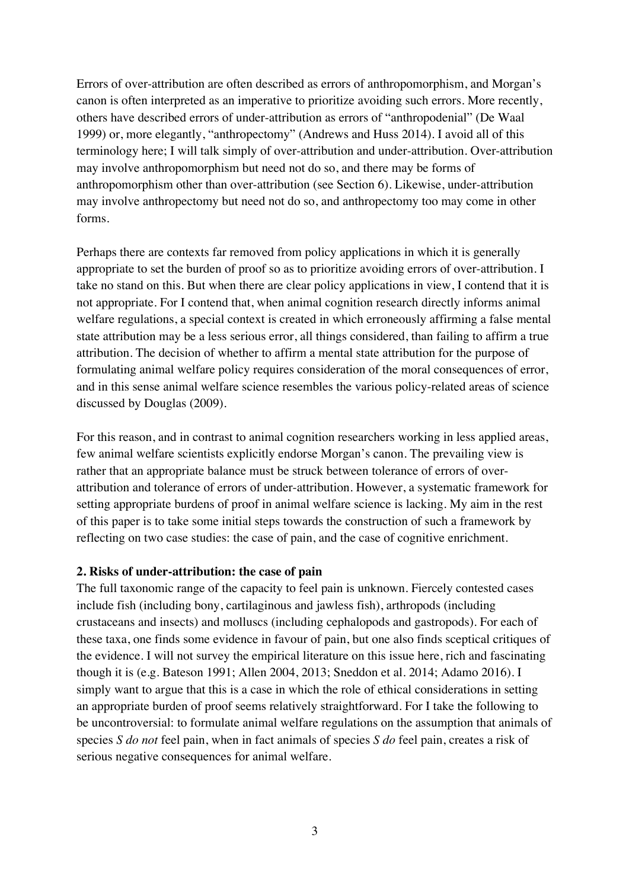Errors of over-attribution are often described as errors of anthropomorphism, and Morgan's canon is often interpreted as an imperative to prioritize avoiding such errors. More recently, others have described errors of under-attribution as errors of "anthropodenial" (De Waal 1999) or, more elegantly, "anthropectomy" (Andrews and Huss 2014). I avoid all of this terminology here; I will talk simply of over-attribution and under-attribution. Over-attribution may involve anthropomorphism but need not do so, and there may be forms of anthropomorphism other than over-attribution (see Section 6). Likewise, under-attribution may involve anthropectomy but need not do so, and anthropectomy too may come in other forms.

Perhaps there are contexts far removed from policy applications in which it is generally appropriate to set the burden of proof so as to prioritize avoiding errors of over-attribution. I take no stand on this. But when there are clear policy applications in view, I contend that it is not appropriate. For I contend that, when animal cognition research directly informs animal welfare regulations, a special context is created in which erroneously affirming a false mental state attribution may be a less serious error, all things considered, than failing to affirm a true attribution. The decision of whether to affirm a mental state attribution for the purpose of formulating animal welfare policy requires consideration of the moral consequences of error, and in this sense animal welfare science resembles the various policy-related areas of science discussed by Douglas (2009).

For this reason, and in contrast to animal cognition researchers working in less applied areas, few animal welfare scientists explicitly endorse Morgan's canon. The prevailing view is rather that an appropriate balance must be struck between tolerance of errors of over-attribution and tolerance of errors of under-attribution. However, a systematic framework for setting appropriate burdens of proof in animal welfare science is lacking. My aim in the rest of this paper is to take some initial steps towards the construction of such a framework by reflecting on two case studies: the case of pain, and the case of cognitive enrichment.

## 2. Risks of under-attribution: the case of pain

The full taxonomic range of the capacity to feel pain is unknown. Fiercely contested cases include fish (including bony, cartilaginous and jawless fish), arthropods (including crustaceans and insects) and molluscs (including cephalopods and gastropods). For each of these taxa, one finds some evidence in favour of pain, but one also finds sceptical critiques of the evidence. I will not survey the empirical literature on this issue here, rich and fascinating though it is (e.g. Bateson 1991; Allen 2004, 2013; Sneddon et al. 2014; Adamo 2016). I simply want to argue that this is a case in which the role of ethical considerations in setting an appropriate burden of proof seems relatively straightforward. For I take the following to be uncontroversial: to formulate animal welfare regulations on the assumption that animals of species *S do not* feel pain, when in fact animals of species *S do* feel pain, creates a risk of serious negative consequences for animal welfare.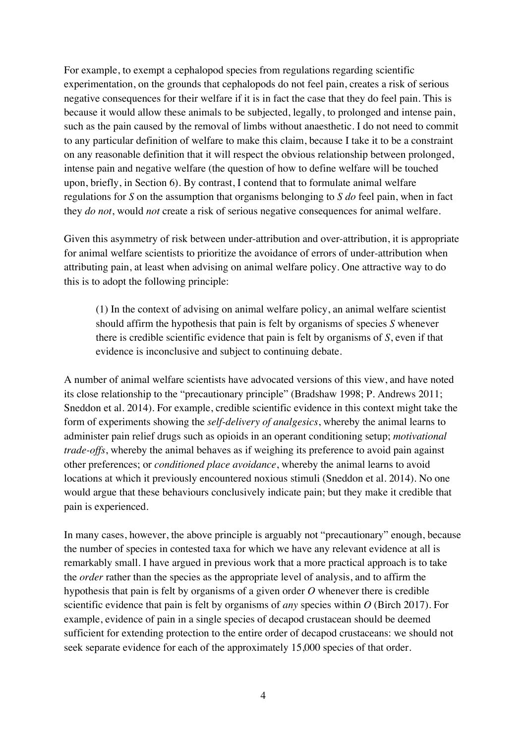For example, to exempt a cephalopod species from regulations regarding scientific experimentation, on the grounds that cephalopods do not feel pain, creates a risk of serious negative consequences for their welfare if it is in fact the case that they do feel pain. This is because it would allow these animals to be subjected, legally, to prolonged and intense pain, such as the pain caused by the removal of limbs without anaesthetic. I do not need to commit to any particular definition of welfare to make this claim, because I take it to be a constraint on any reasonable definition that it will respect the obvious relationship between prolonged, intense pain and negative welfare (the question of how to define welfare will be touched upon, briefly, in Section 6). By contrast, I contend that to formulate animal welfare regulations for *S* on the assumption that organisms belonging to *S* *do* feel pain, when in fact they *do not*, would *not* create a risk of serious negative consequences for animal welfare.

Given this asymmetry of risk between under-attribution and over-attribution, it is appropriate for animal welfare scientists to prioritize the avoidance of errors of under-attribution when attributing pain, at least when advising on animal welfare policy. One attractive way to do this is to adopt the following principle:

> (1) In the context of advising on animal welfare policy, an animal welfare scientist should affirm the hypothesis that pain is felt by organisms of species *S* whenever there is credible scientific evidence that pain is felt by organisms of *S*, even if that evidence is inconclusive and subject to continuing debate.

A number of animal welfare scientists have advocated versions of this view, and have noted its close relationship to the "precautionary principle" (Bradshaw 1998; P. Andrews 2011; Sneddon et al. 2014). For example, credible scientific evidence in this context might take the form of experiments showing the *self-delivery of analgesics*, whereby the animal learns to administer pain relief drugs such as opioids in an operant conditioning setup; *motivational trade-offs*, whereby the animal behaves as if weighing its preference to avoid pain against other preferences; or *conditioned place avoidance*, whereby the animal learns to avoid locations at which it previously encountered noxious stimuli (Sneddon et al. 2014). No one would argue that these behaviours conclusively indicate pain; but they make it credible that pain is experienced.

In many cases, however, the above principle is arguably not "precautionary" enough, because the number of species in contested taxa for which we have any relevant evidence at all is remarkably small. I have argued in previous work that a more practical approach is to take the *order* rather than the species as the appropriate level of analysis, and to affirm the hypothesis that pain is felt by organisms of a given order *O* whenever there is credible scientific evidence that pain is felt by organisms of *any* species within *O* (Birch 2017). For example, evidence of pain in a single species of decapod crustacean should be deemed sufficient for extending protection to the entire order of decapod crustaceans: we should not seek separate evidence for each of the approximately 15,000 species of that order.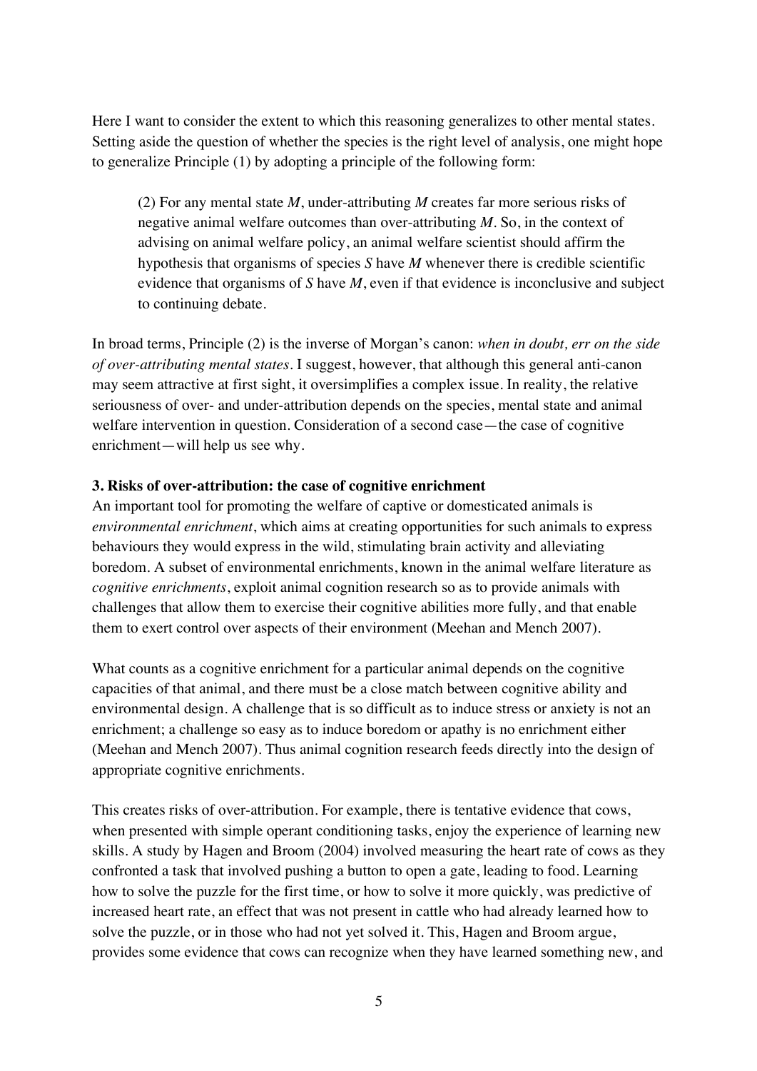Here I want to consider the extent to which this reasoning generalizes to other mental states. Setting aside the question of whether the species is the right level of analysis, one might hope to generalize Principle (1) by adopting a principle of the following form:

> (2) For any mental state *M*, under-attributing *M* creates far more serious risks of negative animal welfare outcomes than over-attributing *M*. So, in the context of advising on animal welfare policy, an animal welfare scientist should affirm the hypothesis that organisms of species *S* have *M* whenever there is credible scientific evidence that organisms of *S* have *M*, even if that evidence is inconclusive and subject to continuing debate.

In broad terms, Principle (2) is the inverse of Morgan's canon: *when in doubt, err on the side of over-attributing mental states*. I suggest, however, that although this general anti-canon may seem attractive at first sight, it oversimplifies a complex issue. In reality, the relative seriousness of over- and under-attribution depends on the species, mental state and animal welfare intervention in question. Consideration of a second case—the case of cognitive enrichment—will help us see why.

### 3. Risks of over-attribution: the case of cognitive enrichment

An important tool for promoting the welfare of captive or domesticated animals is *environmental enrichment*, which aims at creating opportunities for such animals to express behaviours they would express in the wild, stimulating brain activity and alleviating boredom. A subset of environmental enrichments, known in the animal welfare literature as *cognitive enrichments*, exploit animal cognition research so as to provide animals with challenges that allow them to exercise their cognitive abilities more fully, and that enable them to exert control over aspects of their environment (Meehan and Mench 2007).

What counts as a cognitive enrichment for a particular animal depends on the cognitive capacities of that animal, and there must be a close match between cognitive ability and environmental design. A challenge that is so difficult as to induce stress or anxiety is not an enrichment; a challenge so easy as to induce boredom or apathy is no enrichment either (Meehan and Mench 2007). Thus animal cognition research feeds directly into the design of appropriate cognitive enrichments.

This creates risks of over-attribution. For example, there is tentative evidence that cows, when presented with simple operant conditioning tasks, enjoy the experience of learning new skills. A study by Hagen and Broom (2004) involved measuring the heart rate of cows as they confronted a task that involved pushing a button to open a gate, leading to food. Learning how to solve the puzzle for the first time, or how to solve it more quickly, was predictive of increased heart rate, an effect that was not present in cattle who had already learned how to solve the puzzle, or in those who had not yet solved it. This, Hagen and Broom argue, provides some evidence that cows can recognize when they have learned something new, and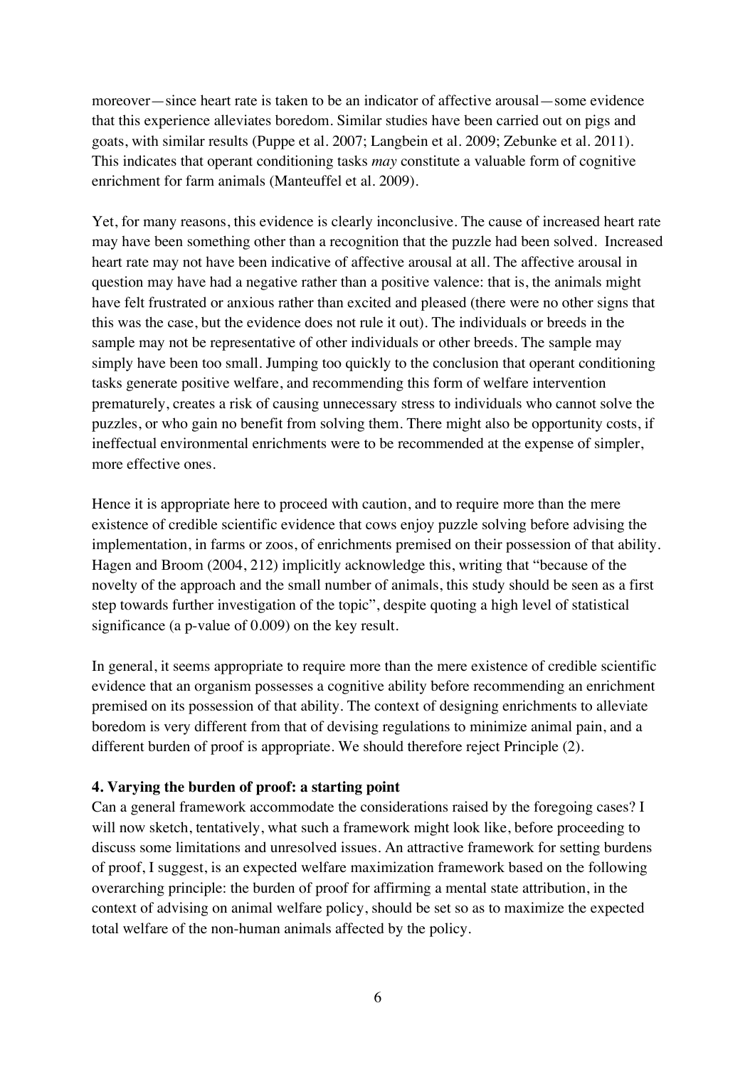moreover—since heart rate is taken to be an indicator of affective arousal—some evidence that this experience alleviates boredom. Similar studies have been carried out on pigs and goats, with similar results (Puppe et al. 2007; Langbein et al. 2009; Zebunke et al. 2011). This indicates that operant conditioning tasks *may* constitute a valuable form of cognitive enrichment for farm animals (Manteuffel et al. 2009).

Yet, for many reasons, this evidence is clearly inconclusive. The cause of increased heart rate may have been something other than a recognition that the puzzle had been solved. Increased heart rate may not have been indicative of affective arousal at all. The affective arousal in question may have had a negative rather than a positive valence: that is, the animals might have felt frustrated or anxious rather than excited and pleased (there were no other signs that this was the case, but the evidence does not rule it out). The individuals or breeds in the sample may not be representative of other individuals or other breeds. The sample may simply have been too small. Jumping too quickly to the conclusion that operant conditioning tasks generate positive welfare, and recommending this form of welfare intervention prematurely, creates a risk of causing unnecessary stress to individuals who cannot solve the puzzles, or who gain no benefit from solving them. There might also be opportunity costs, if ineffectual environmental enrichments were to be recommended at the expense of simpler, more effective ones.

Hence it is appropriate here to proceed with caution, and to require more than the mere existence of credible scientific evidence that cows enjoy puzzle solving before advising the implementation, in farms or zoos, of enrichments premised on their possession of that ability. Hagen and Broom (2004, 212) implicitly acknowledge this, writing that "because of the novelty of the approach and the small number of animals, this study should be seen as a first step towards further investigation of the topic", despite quoting a high level of statistical significance (a p-value of 0.009) on the key result.

In general, it seems appropriate to require more than the mere existence of credible scientific evidence that an organism possesses a cognitive ability before recommending an enrichment premised on its possession of that ability. The context of designing enrichments to alleviate boredom is very different from that of devising regulations to minimize animal pain, and a different burden of proof is appropriate. We should therefore reject Principle (2).

## 4. Varying the burden of proof: a starting point

Can a general framework accommodate the considerations raised by the foregoing cases? I will now sketch, tentatively, what such a framework might look like, before proceeding to discuss some limitations and unresolved issues. An attractive framework for setting burdens of proof, I suggest, is an expected welfare maximization framework based on the following overarching principle: the burden of proof for affirming a mental state attribution, in the context of advising on animal welfare policy, should be set so as to maximize the expected total welfare of the non-human animals affected by the policy.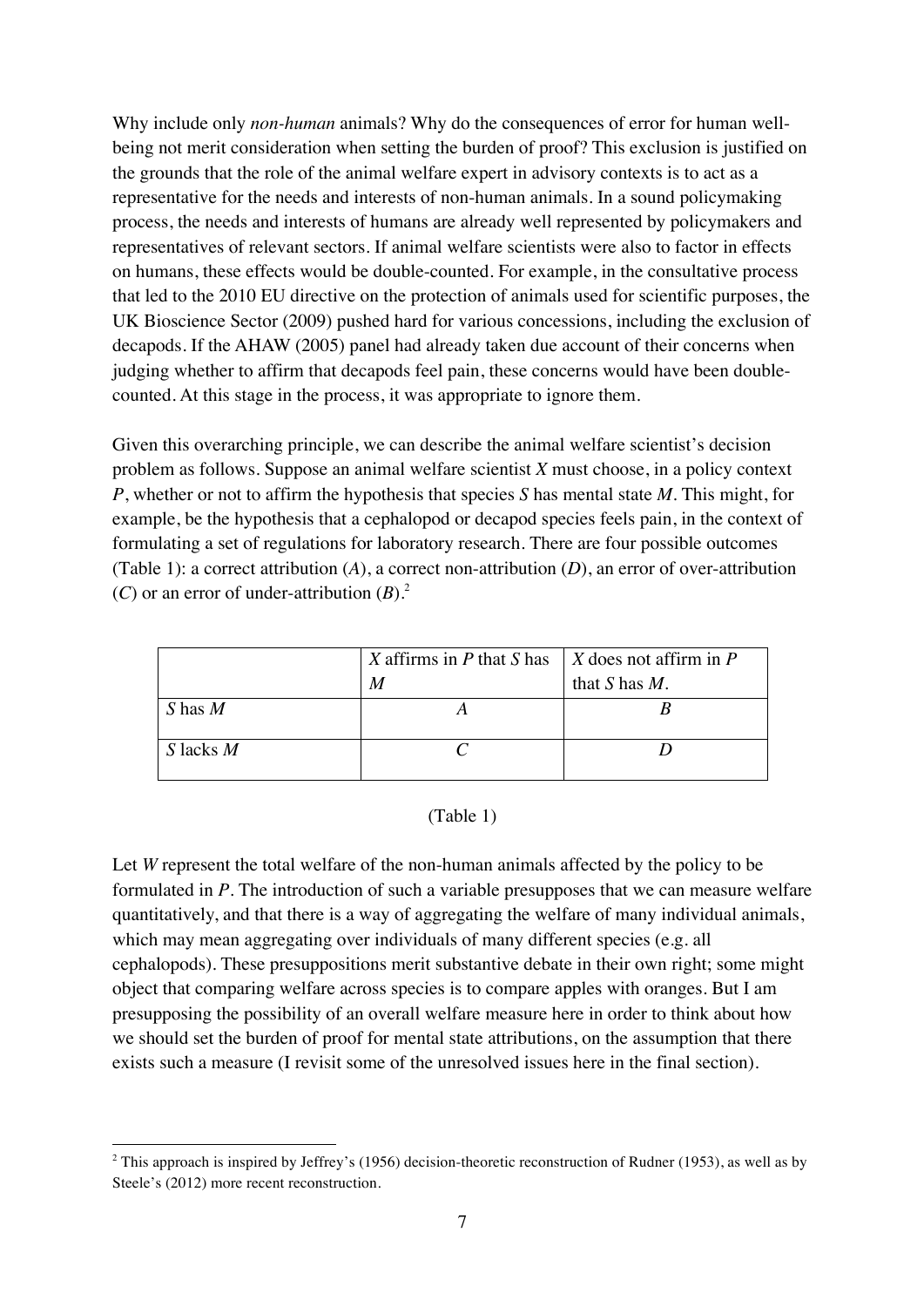Why include only *non-human* animals? Why do the consequences of error for human well-being not merit consideration when setting the burden of proof? This exclusion is justified on the grounds that the role of the animal welfare expert in advisory contexts is to act as a representative for the needs and interests of non-human animals. In a sound policymaking process, the needs and interests of humans are already well represented by policymakers and representatives of relevant sectors. If animal welfare scientists were also to factor in effects on humans, these effects would be double-counted. For example, in the consultative process that led to the 2010 EU directive on the protection of animals used for scientific purposes, the UK Bioscience Sector (2009) pushed hard for various concessions, including the exclusion of decapods. If the AHAW (2005) panel had already taken due account of their concerns when judging whether to affirm that decapods feel pain, these concerns would have been double-counted. At this stage in the process, it was appropriate to ignore them.

Given this overarching principle, we can describe the animal welfare scientist's decision problem as follows. Suppose an animal welfare scientist *X* must choose, in a policy context *P*, whether or not to affirm the hypothesis that species *S* has mental state *M*. This might, for example, be the hypothesis that a cephalopod or decapod species feels pain, in the context of formulating a set of regulations for laboratory research. There are four possible outcomes (Table 1): a correct attribution (*A*), a correct non-attribution (*D*), an error of over-attribution (*C*) or an error of under-attribution (*B*).[2]

| | *X* affirms in *P* that *S* has *M* | *X* does not affirm in *P* that *S* has *M*. |
|---|---|---|
| *S* has *M* | *A* | *B* |
| *S* lacks *M* | *C* | *D* |

(Table 1)

Let *W* represent the total welfare of the non-human animals affected by the policy to be formulated in *P*. The introduction of such a variable presupposes that we can measure welfare quantitatively, and that there is a way of aggregating the welfare of many individual animals, which may mean aggregating over individuals of many different species (e.g. all cephalopods). These presuppositions merit substantive debate in their own right; some might object that comparing welfare across species is to compare apples with oranges. But I am presupposing the possibility of an overall welfare measure here in order to think about how we should set the burden of proof for mental state attributions, on the assumption that there exists such a measure (I revisit some of the unresolved issues here in the final section).

[2] This approach is inspired by Jeffrey's (1956) decision-theoretic reconstruction of Rudner (1953), as well as by Steele's (2012) more recent reconstruction.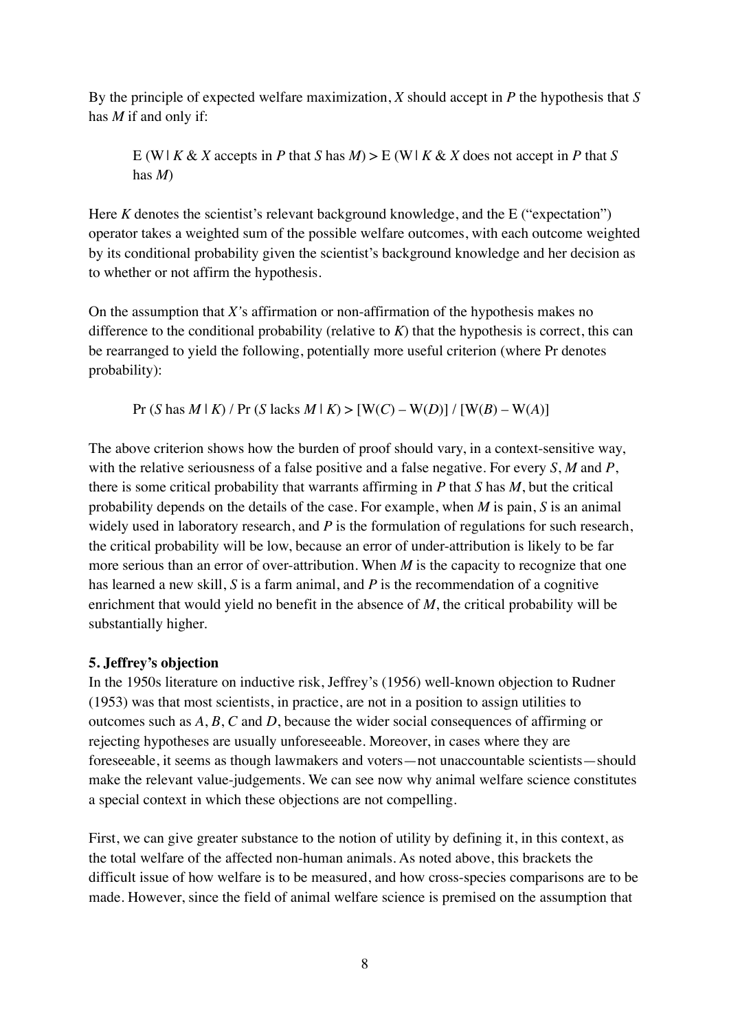By the principle of expected welfare maximization, *X* should accept in *P* the hypothesis that *S* has *M* if and only if:

$$\mathrm{E}\,(\mathrm{W} \mid K \;\&\; X \text{ accepts in } P \text{ that } S \text{ has } M) > \mathrm{E}\,(\mathrm{W} \mid K \;\&\; X \text{ does not accept in } P \text{ that } S \text{ has } M)$$

Here *K* denotes the scientist's relevant background knowledge, and the E ("expectation") operator takes a weighted sum of the possible welfare outcomes, with each outcome weighted by its conditional probability given the scientist's background knowledge and her decision as to whether or not affirm the hypothesis.

On the assumption that *X*'s affirmation or non-affirmation of the hypothesis makes no difference to the conditional probability (relative to *K*) that the hypothesis is correct, this can be rearranged to yield the following, potentially more useful criterion (where Pr denotes probability):

$$\Pr\,(S \text{ has } M \mid K) \,/\, \Pr\,(S \text{ lacks } M \mid K) > [\mathrm{W}(C) - \mathrm{W}(D)] \,/\, [\mathrm{W}(B) - \mathrm{W}(A)]$$

The above criterion shows how the burden of proof should vary, in a context-sensitive way, with the relative seriousness of a false positive and a false negative. For every *S*, *M* and *P*, there is some critical probability that warrants affirming in *P* that *S* has *M*, but the critical probability depends on the details of the case. For example, when *M* is pain, *S* is an animal widely used in laboratory research, and *P* is the formulation of regulations for such research, the critical probability will be low, because an error of under-attribution is likely to be far more serious than an error of over-attribution. When *M* is the capacity to recognize that one has learned a new skill, *S* is a farm animal, and *P* is the recommendation of a cognitive enrichment that would yield no benefit in the absence of *M*, the critical probability will be substantially higher.

## 5. Jeffrey's objection

In the 1950s literature on inductive risk, Jeffrey's (1956) well-known objection to Rudner (1953) was that most scientists, in practice, are not in a position to assign utilities to outcomes such as *A*, *B*, *C* and *D*, because the wider social consequences of affirming or rejecting hypotheses are usually unforeseeable. Moreover, in cases where they are foreseeable, it seems as though lawmakers and voters—not unaccountable scientists—should make the relevant value-judgements. We can see now why animal welfare science constitutes a special context in which these objections are not compelling.

First, we can give greater substance to the notion of utility by defining it, in this context, as the total welfare of the affected non-human animals. As noted above, this brackets the difficult issue of how welfare is to be measured, and how cross-species comparisons are to be made. However, since the field of animal welfare science is premised on the assumption that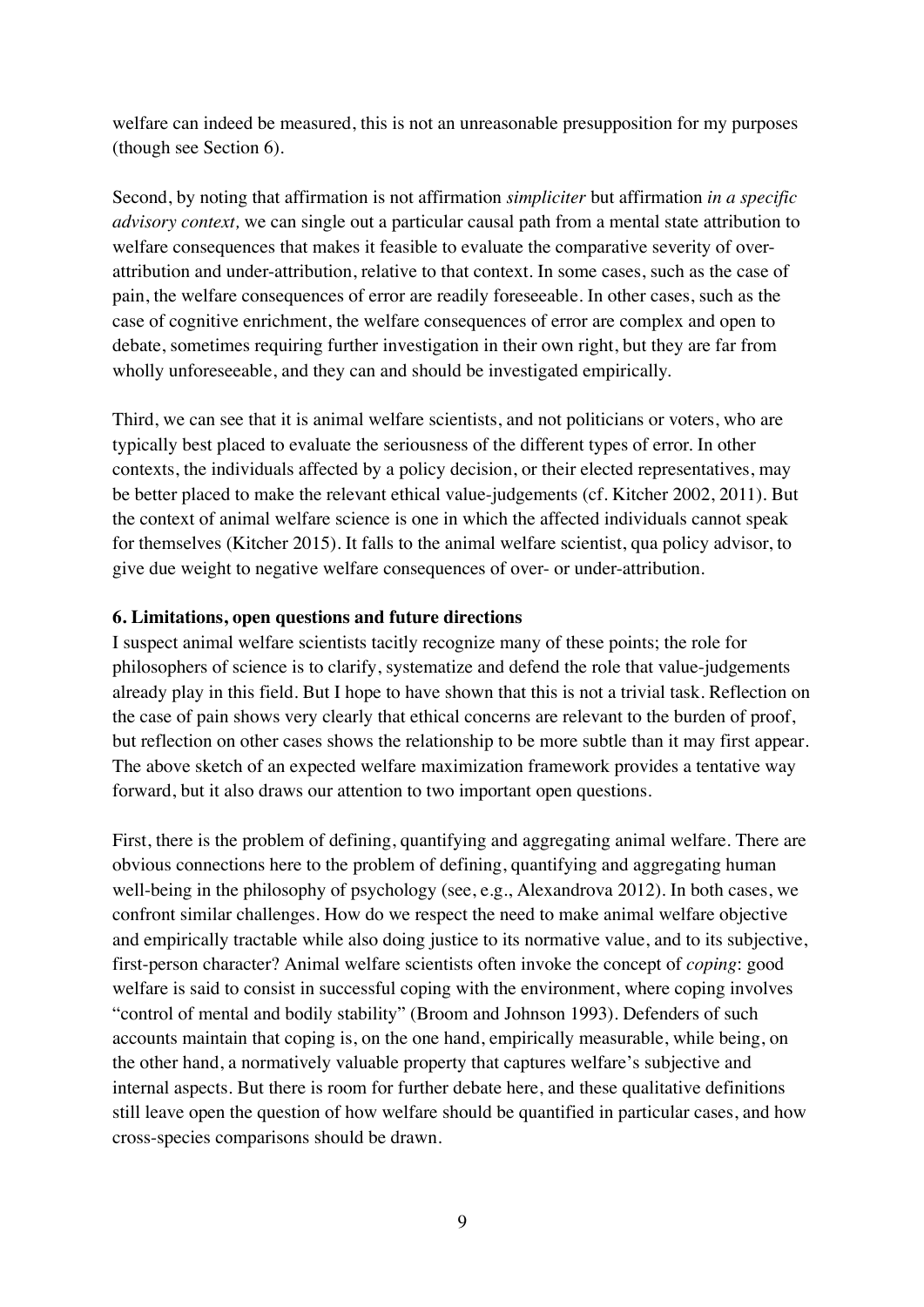welfare can indeed be measured, this is not an unreasonable presupposition for my purposes (though see Section 6).

Second, by noting that affirmation is not affirmation *simpliciter* but affirmation *in a specific advisory context,* we can single out a particular causal path from a mental state attribution to welfare consequences that makes it feasible to evaluate the comparative severity of over-attribution and under-attribution, relative to that context. In some cases, such as the case of pain, the welfare consequences of error are readily foreseeable. In other cases, such as the case of cognitive enrichment, the welfare consequences of error are complex and open to debate, sometimes requiring further investigation in their own right, but they are far from wholly unforeseeable, and they can and should be investigated empirically.

Third, we can see that it is animal welfare scientists, and not politicians or voters, who are typically best placed to evaluate the seriousness of the different types of error. In other contexts, the individuals affected by a policy decision, or their elected representatives, may be better placed to make the relevant ethical value-judgements (cf. Kitcher 2002, 2011). But the context of animal welfare science is one in which the affected individuals cannot speak for themselves (Kitcher 2015). It falls to the animal welfare scientist, qua policy advisor, to give due weight to negative welfare consequences of over- or under-attribution.

## 6. Limitations, open questions and future directions

I suspect animal welfare scientists tacitly recognize many of these points; the role for philosophers of science is to clarify, systematize and defend the role that value-judgements already play in this field. But I hope to have shown that this is not a trivial task. Reflection on the case of pain shows very clearly that ethical concerns are relevant to the burden of proof, but reflection on other cases shows the relationship to be more subtle than it may first appear. The above sketch of an expected welfare maximization framework provides a tentative way forward, but it also draws our attention to two important open questions.

First, there is the problem of defining, quantifying and aggregating animal welfare. There are obvious connections here to the problem of defining, quantifying and aggregating human well-being in the philosophy of psychology (see, e.g., Alexandrova 2012). In both cases, we confront similar challenges. How do we respect the need to make animal welfare objective and empirically tractable while also doing justice to its normative value, and to its subjective, first-person character? Animal welfare scientists often invoke the concept of *coping*: good welfare is said to consist in successful coping with the environment, where coping involves "control of mental and bodily stability" (Broom and Johnson 1993). Defenders of such accounts maintain that coping is, on the one hand, empirically measurable, while being, on the other hand, a normatively valuable property that captures welfare's subjective and internal aspects. But there is room for further debate here, and these qualitative definitions still leave open the question of how welfare should be quantified in particular cases, and how cross-species comparisons should be drawn.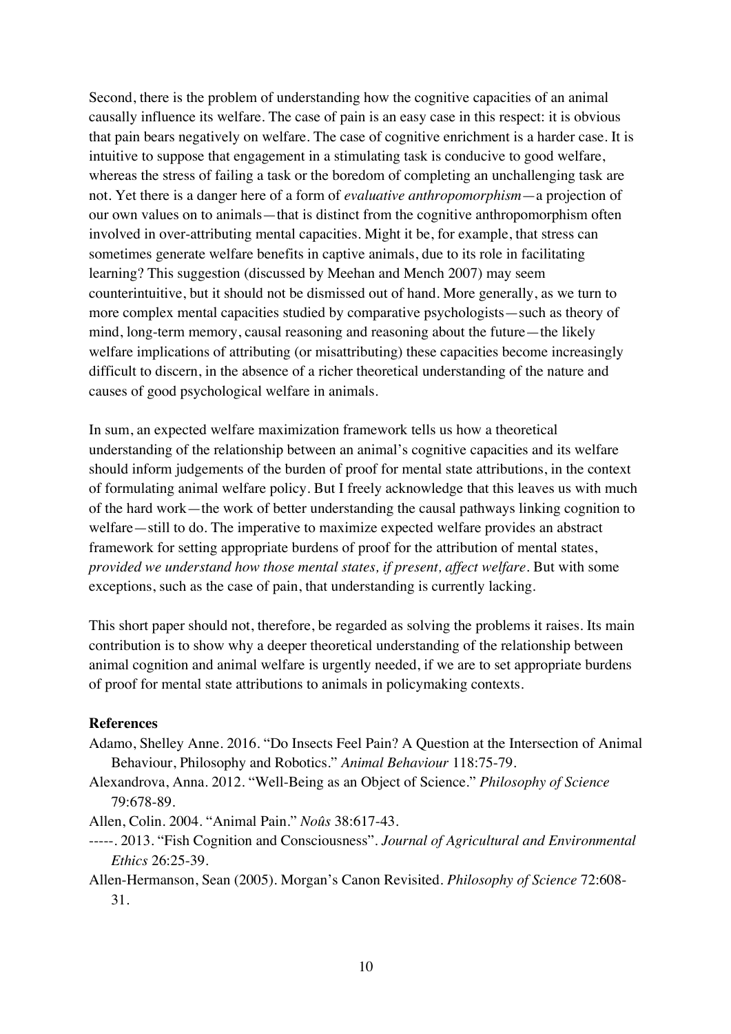Second, there is the problem of understanding how the cognitive capacities of an animal causally influence its welfare. The case of pain is an easy case in this respect: it is obvious that pain bears negatively on welfare. The case of cognitive enrichment is a harder case. It is intuitive to suppose that engagement in a stimulating task is conducive to good welfare, whereas the stress of failing a task or the boredom of completing an unchallenging task are not. Yet there is a danger here of a form of *evaluative anthropomorphism*—a projection of our own values on to animals—that is distinct from the cognitive anthropomorphism often involved in over-attributing mental capacities. Might it be, for example, that stress can sometimes generate welfare benefits in captive animals, due to its role in facilitating learning? This suggestion (discussed by Meehan and Mench 2007) may seem counterintuitive, but it should not be dismissed out of hand. More generally, as we turn to more complex mental capacities studied by comparative psychologists—such as theory of mind, long-term memory, causal reasoning and reasoning about the future—the likely welfare implications of attributing (or misattributing) these capacities become increasingly difficult to discern, in the absence of a richer theoretical understanding of the nature and causes of good psychological welfare in animals.

In sum, an expected welfare maximization framework tells us how a theoretical understanding of the relationship between an animal's cognitive capacities and its welfare should inform judgements of the burden of proof for mental state attributions, in the context of formulating animal welfare policy. But I freely acknowledge that this leaves us with much of the hard work—the work of better understanding the causal pathways linking cognition to welfare—still to do. The imperative to maximize expected welfare provides an abstract framework for setting appropriate burdens of proof for the attribution of mental states, *provided we understand how those mental states, if present, affect welfare*. But with some exceptions, such as the case of pain, that understanding is currently lacking.

This short paper should not, therefore, be regarded as solving the problems it raises. Its main contribution is to show why a deeper theoretical understanding of the relationship between animal cognition and animal welfare is urgently needed, if we are to set appropriate burdens of proof for mental state attributions to animals in policymaking contexts.

**References**

Adamo, Shelley Anne. 2016. "Do Insects Feel Pain? A Question at the Intersection of Animal Behaviour, Philosophy and Robotics." *Animal Behaviour* 118:75-79.

Alexandrova, Anna. 2012. "Well-Being as an Object of Science." *Philosophy of Science* 79:678-89.

Allen, Colin. 2004. "Animal Pain." *Noûs* 38:617-43.

-----. 2013. "Fish Cognition and Consciousness". *Journal of Agricultural and Environmental Ethics* 26:25-39.

Allen-Hermanson, Sean (2005). Morgan's Canon Revisited. *Philosophy of Science* 72:608-31.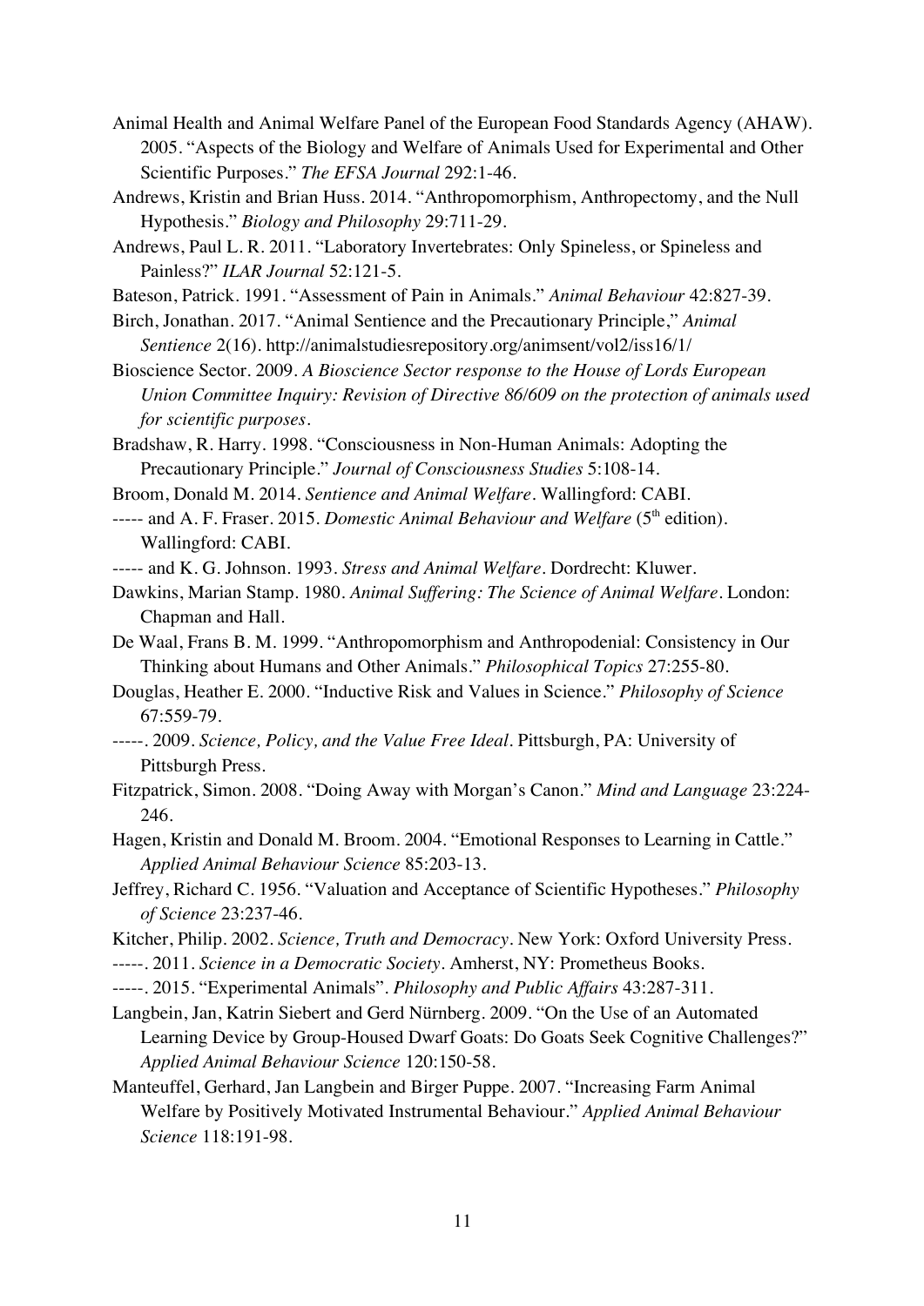Animal Health and Animal Welfare Panel of the European Food Standards Agency (AHAW). 2005. "Aspects of the Biology and Welfare of Animals Used for Experimental and Other Scientific Purposes." *The EFSA Journal* 292:1-46.

Andrews, Kristin and Brian Huss. 2014. "Anthropomorphism, Anthropectomy, and the Null Hypothesis." *Biology and Philosophy* 29:711-29.

Andrews, Paul L. R. 2011. "Laboratory Invertebrates: Only Spineless, or Spineless and Painless?" *ILAR Journal* 52:121-5.

Bateson, Patrick. 1991. "Assessment of Pain in Animals." *Animal Behaviour* 42:827-39.

Birch, Jonathan. 2017. "Animal Sentience and the Precautionary Principle," *Animal Sentience* 2(16). http://animalstudiesrepository.org/animsent/vol2/iss16/1/

Bioscience Sector. 2009. *A Bioscience Sector response to the House of Lords European Union Committee Inquiry: Revision of Directive 86/609 on the protection of animals used for scientific purposes.*

Bradshaw, R. Harry. 1998. "Consciousness in Non-Human Animals: Adopting the Precautionary Principle." *Journal of Consciousness Studies* 5:108-14.

Broom, Donald M. 2014. *Sentience and Animal Welfare*. Wallingford: CABI.

----- and A. F. Fraser. 2015. *Domestic Animal Behaviour and Welfare* (5th edition). Wallingford: CABI.

----- and K. G. Johnson. 1993. *Stress and Animal Welfare*. Dordrecht: Kluwer.

Dawkins, Marian Stamp. 1980. *Animal Suffering: The Science of Animal Welfare*. London: Chapman and Hall.

De Waal, Frans B. M. 1999. "Anthropomorphism and Anthropodenial: Consistency in Our Thinking about Humans and Other Animals." *Philosophical Topics* 27:255-80.

Douglas, Heather E. 2000. "Inductive Risk and Values in Science." *Philosophy of Science* 67:559-79.

-----. 2009. *Science, Policy, and the Value Free Ideal*. Pittsburgh, PA: University of Pittsburgh Press.

Fitzpatrick, Simon. 2008. "Doing Away with Morgan's Canon." *Mind and Language* 23:224-246.

Hagen, Kristin and Donald M. Broom. 2004. "Emotional Responses to Learning in Cattle." *Applied Animal Behaviour Science* 85:203-13.

Jeffrey, Richard C. 1956. "Valuation and Acceptance of Scientific Hypotheses." *Philosophy of Science* 23:237-46.

Kitcher, Philip. 2002. *Science, Truth and Democracy*. New York: Oxford University Press.

-----. 2011. *Science in a Democratic Society*. Amherst, NY: Prometheus Books.

-----. 2015. "Experimental Animals". *Philosophy and Public Affairs* 43:287-311.

Langbein, Jan, Katrin Siebert and Gerd Nürnberg. 2009. "On the Use of an Automated Learning Device by Group-Housed Dwarf Goats: Do Goats Seek Cognitive Challenges?" *Applied Animal Behaviour Science* 120:150-58.

Manteuffel, Gerhard, Jan Langbein and Birger Puppe. 2007. "Increasing Farm Animal Welfare by Positively Motivated Instrumental Behaviour." *Applied Animal Behaviour Science* 118:191-98.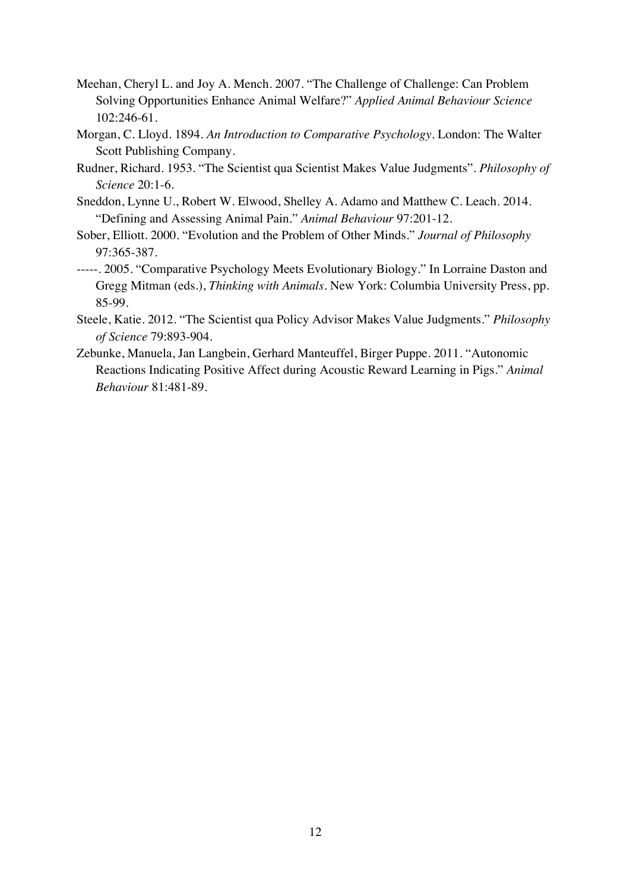Meehan, Cheryl L. and Joy A. Mench. 2007. "The Challenge of Challenge: Can Problem Solving Opportunities Enhance Animal Welfare?" *Applied Animal Behaviour Science* 102:246-61.

Morgan, C. Lloyd. 1894. *An Introduction to Comparative Psychology*. London: The Walter Scott Publishing Company.

Rudner, Richard. 1953. "The Scientist qua Scientist Makes Value Judgments". *Philosophy of Science* 20:1-6.

Sneddon, Lynne U., Robert W. Elwood, Shelley A. Adamo and Matthew C. Leach. 2014. "Defining and Assessing Animal Pain." *Animal Behaviour* 97:201-12.

Sober, Elliott. 2000. "Evolution and the Problem of Other Minds." *Journal of Philosophy* 97:365-387.

-----. 2005. "Comparative Psychology Meets Evolutionary Biology." In Lorraine Daston and Gregg Mitman (eds.), *Thinking with Animals*. New York: Columbia University Press, pp. 85-99.

Steele, Katie. 2012. "The Scientist qua Policy Advisor Makes Value Judgments." *Philosophy of Science* 79:893-904.

Zebunke, Manuela, Jan Langbein, Gerhard Manteuffel, Birger Puppe. 2011. "Autonomic Reactions Indicating Positive Affect during Acoustic Reward Learning in Pigs." *Animal Behaviour* 81:481-89.